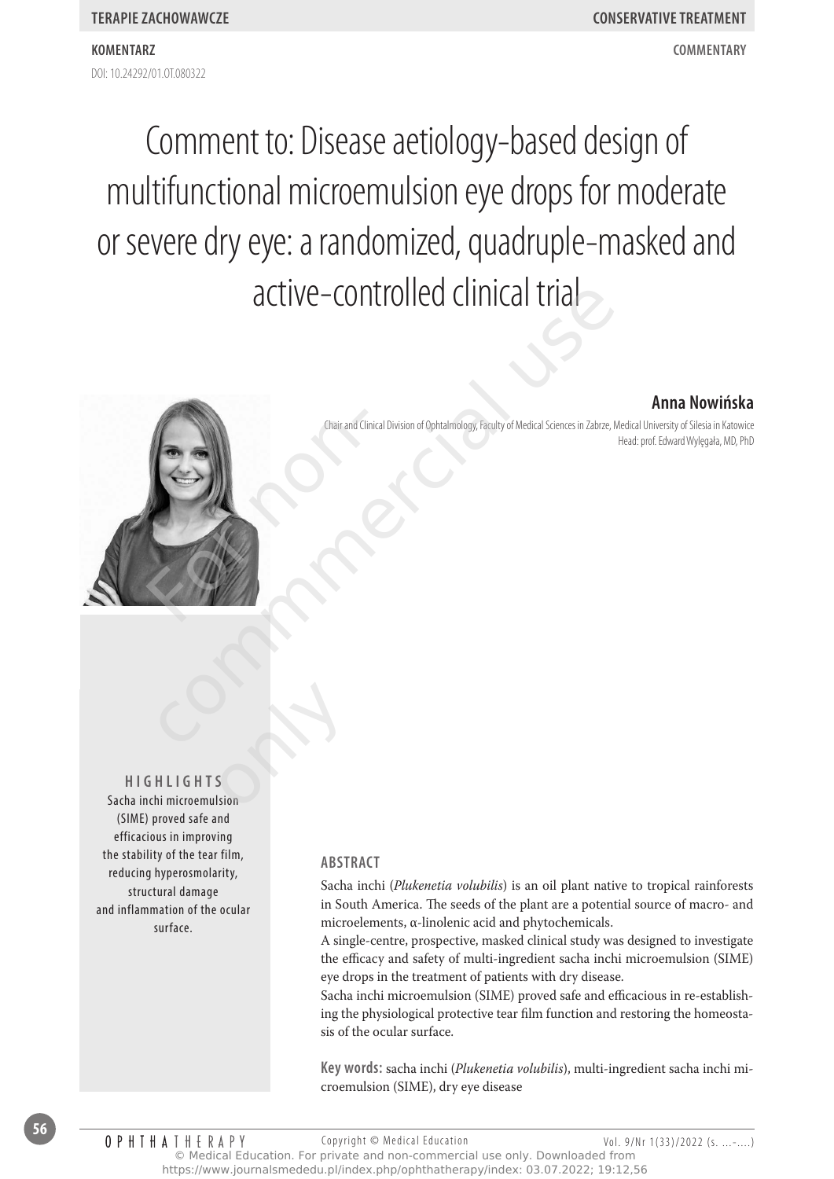TERAPIE ZACHOWAWCZE

CONSERVATIVE TREATMENT

KOMENTARZ

COMMENTARY

DOI: 10.24292/01.OT.080322

# Comment to: Disease aetiology-based design of multifunctional microemulsion eye drops for moderate or severe dry eye: a randomized, quadruple-masked and active-controlled clinical trial

**Anna Nowińska**

Chair and Clinical Division of Ophtalmology, Faculty of Medical Sciences in Zabrze, Medical University of Silesia in Katowice
Head: prof. Edward Wylęgała, MD, PhD

## HIGHLIGHTS

Sacha inchi microemulsion (SIME) proved safe and efficacious in improving the stability of the tear film, reducing hyperosmolarity, structural damage and inflammation of the ocular surface.

## ABSTRACT

Sacha inchi (*Plukenetia volubilis*) is an oil plant native to tropical rainforests in South America. The seeds of the plant are a potential source of macro- and microelements, α-linolenic acid and phytochemicals.

A single-centre, prospective, masked clinical study was designed to investigate the efficacy and safety of multi-ingredient sacha inchi microemulsion (SIME) eye drops in the treatment of patients with dry disease.

Sacha inchi microemulsion (SIME) proved safe and efficacious in re-establishing the physiological protective tear film function and restoring the homeostasis of the ocular surface.

**Key words:** sacha inchi (*Plukenetia volubilis*), multi-ingredient sacha inchi microemulsion (SIME), dry eye disease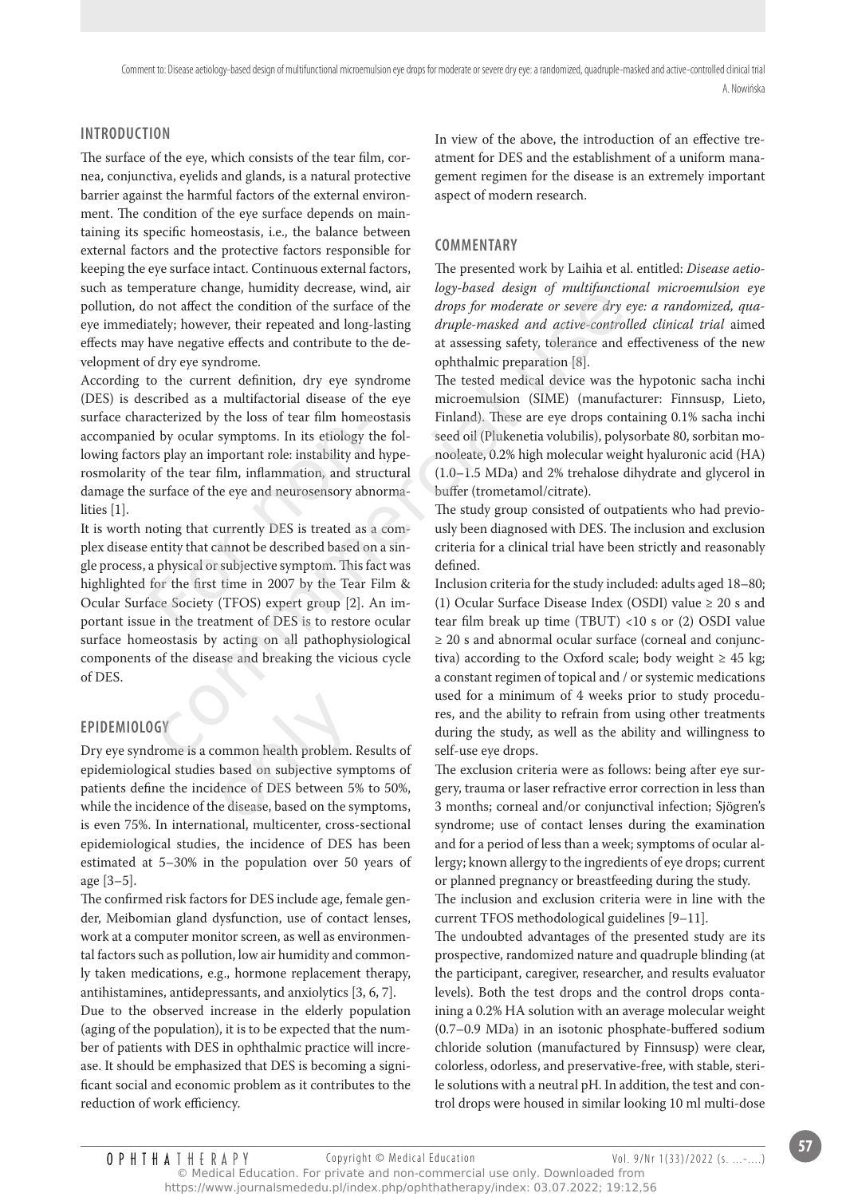## INTRODUCTION

The surface of the eye, which consists of the tear film, cornea, conjunctiva, eyelids and glands, is a natural protective barrier against the harmful factors of the external environment. The condition of the eye surface depends on maintaining its specific homeostasis, i.e., the balance between external factors and the protective factors responsible for keeping the eye surface intact. Continuous external factors, such as temperature change, humidity decrease, wind, air pollution, do not affect the condition of the surface of the eye immediately; however, their repeated and long-lasting effects may have negative effects and contribute to the development of dry eye syndrome.

According to the current definition, dry eye syndrome (DES) is described as a multifactorial disease of the eye surface characterized by the loss of tear film homeostasis accompanied by ocular symptoms. In its etiology the following factors play an important role: instability and hyperosmolarity of the tear film, inflammation, and structural damage the surface of the eye and neurosensory abnormalities [1].

It is worth noting that currently DES is treated as a complex disease entity that cannot be described based on a single process, a physical or subjective symptom. This fact was highlighted for the first time in 2007 by the Tear Film & Ocular Surface Society (TFOS) expert group [2]. An important issue in the treatment of DES is to restore ocular surface homeostasis by acting on all pathophysiological components of the disease and breaking the vicious cycle of DES.

## EPIDEMIOLOGY

Dry eye syndrome is a common health problem. Results of epidemiological studies based on subjective symptoms of patients define the incidence of DES between 5% to 50%, while the incidence of the disease, based on the symptoms, is even 75%. In international, multicenter, cross-sectional epidemiological studies, the incidence of DES has been estimated at 5–30% in the population over 50 years of age [3–5].

The confirmed risk factors for DES include age, female gender, Meibomian gland dysfunction, use of contact lenses, work at a computer monitor screen, as well as environmental factors such as pollution, low air humidity and commonly taken medications, e.g., hormone replacement therapy, antihistamines, antidepressants, and anxiolytics [3, 6, 7].

Due to the observed increase in the elderly population (aging of the population), it is to be expected that the number of patients with DES in ophthalmic practice will increase. It should be emphasized that DES is becoming a significant social and economic problem as it contributes to the reduction of work efficiency.

In view of the above, the introduction of an effective treatment for DES and the establishment of a uniform management regimen for the disease is an extremely important aspect of modern research.

## COMMENTARY

The presented work by Laihia et al. entitled: *Disease aetiology-based design of multifunctional microemulsion eye drops for moderate or severe dry eye: a randomized, quadruple-masked and active-controlled clinical trial* aimed at assessing safety, tolerance and effectiveness of the new ophthalmic preparation [8].

The tested medical device was the hypotonic sacha inchi microemulsion (SIME) (manufacturer: Finnsusp, Lieto, Finland). These are eye drops containing 0.1% sacha inchi seed oil (Plukenetia volubilis), polysorbate 80, sorbitan monooleate, 0.2% high molecular weight hyaluronic acid (HA) (1.0–1.5 MDa) and 2% trehalose dihydrate and glycerol in buffer (trometamol/citrate).

The study group consisted of outpatients who had previously been diagnosed with DES. The inclusion and exclusion criteria for a clinical trial have been strictly and reasonably defined.

Inclusion criteria for the study included: adults aged 18–80; (1) Ocular Surface Disease Index (OSDI) value ≥ 20 s and tear film break up time (TBUT) <10 s or (2) OSDI value ≥ 20 s and abnormal ocular surface (corneal and conjunctiva) according to the Oxford scale; body weight ≥ 45 kg; a constant regimen of topical and / or systemic medications used for a minimum of 4 weeks prior to study procedures, and the ability to refrain from using other treatments during the study, as well as the ability and willingness to self-use eye drops.

The exclusion criteria were as follows: being after eye surgery, trauma or laser refractive error correction in less than 3 months; corneal and/or conjunctival infection; Sjögren's syndrome; use of contact lenses during the examination and for a period of less than a week; symptoms of ocular allergy; known allergy to the ingredients of eye drops; current or planned pregnancy or breastfeeding during the study.

The inclusion and exclusion criteria were in line with the current TFOS methodological guidelines [9–11].

The undoubted advantages of the presented study are its prospective, randomized nature and quadruple blinding (at the participant, caregiver, researcher, and results evaluator levels). Both the test drops and the control drops containing a 0.2% HA solution with an average molecular weight (0.7–0.9 MDa) in an isotonic phosphate-buffered sodium chloride solution (manufactured by Finnsusp) were clear, colorless, odorless, and preservative-free, with stable, sterile solutions with a neutral pH. In addition, the test and control drops were housed in similar looking 10 ml multi-dose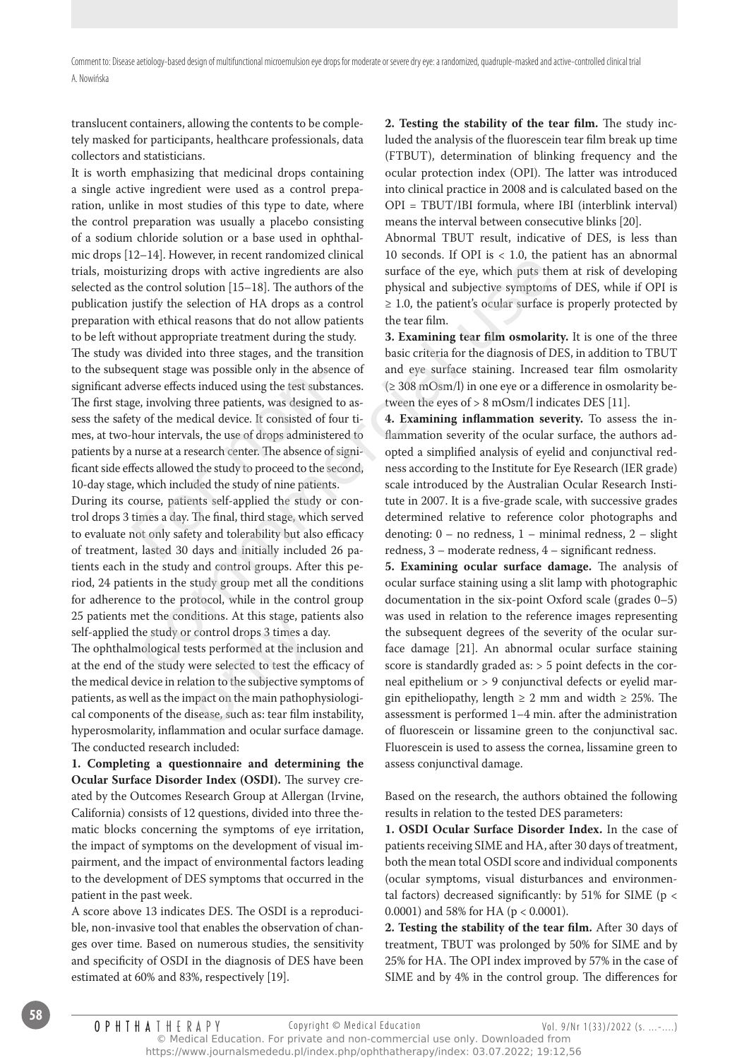translucent containers, allowing the contents to be completely masked for participants, healthcare professionals, data collectors and statisticians.

It is worth emphasizing that medicinal drops containing a single active ingredient were used as a control preparation, unlike in most studies of this type to date, where the control preparation was usually a placebo consisting of a sodium chloride solution or a base used in ophthalmic drops [12–14]. However, in recent randomized clinical trials, moisturizing drops with active ingredients are also selected as the control solution [15–18]. The authors of the publication justify the selection of HA drops as a control preparation with ethical reasons that do not allow patients to be left without appropriate treatment during the study.

The study was divided into three stages, and the transition to the subsequent stage was possible only in the absence of significant adverse effects induced using the test substances. The first stage, involving three patients, was designed to assess the safety of the medical device. It consisted of four times, at two-hour intervals, the use of drops administered to patients by a nurse at a research center. The absence of significant side effects allowed the study to proceed to the second, 10-day stage, which included the study of nine patients. During its course, patients self-applied the study or control drops 3 times a day. The final, third stage, which served to evaluate not only safety and tolerability but also efficacy of treatment, lasted 30 days and initially included 26 patients each in the study and control groups. After this period, 24 patients in the study group met all the conditions for adherence to the protocol, while in the control group 25 patients met the conditions. At this stage, patients also self-applied the study or control drops 3 times a day.

The ophthalmological tests performed at the inclusion and at the end of the study were selected to test the efficacy of the medical device in relation to the subjective symptoms of patients, as well as the impact on the main pathophysiological components of the disease, such as: tear film instability, hyperosmolarity, inflammation and ocular surface damage. The conducted research included:

**1. Completing a questionnaire and determining the Ocular Surface Disorder Index (OSDI).** The survey created by the Outcomes Research Group at Allergan (Irvine, California) consists of 12 questions, divided into three thematic blocks concerning the symptoms of eye irritation, the impact of symptoms on the development of visual impairment, and the impact of environmental factors leading to the development of DES symptoms that occurred in the patient in the past week.

A score above 13 indicates DES. The OSDI is a reproducible, non-invasive tool that enables the observation of changes over time. Based on numerous studies, the sensitivity and specificity of OSDI in the diagnosis of DES have been estimated at 60% and 83%, respectively [19].

**2. Testing the stability of the tear film.** The study included the analysis of the fluorescein tear film break up time (FTBUT), determination of blinking frequency and the ocular protection index (OPI). The latter was introduced into clinical practice in 2008 and is calculated based on the OPI = TBUT/IBI formula, where IBI (interblink interval) means the interval between consecutive blinks [20].

Abnormal TBUT result, indicative of DES, is less than 10 seconds. If OPI is $< 1.0$, the patient has an abnormal surface of the eye, which puts them at risk of developing physical and subjective symptoms of DES, while if OPI is $\geq 1.0$, the patient's ocular surface is properly protected by the tear film.

**3. Examining tear film osmolarity.** It is one of the three basic criteria for the diagnosis of DES, in addition to TBUT and eye surface staining. Increased tear film osmolarity ($\geq 308$ mOsm/l) in one eye or a difference in osmolarity between the eyes of $> 8$ mOsm/l indicates DES [11].

**4. Examining inflammation severity.** To assess the inflammation severity of the ocular surface, the authors adopted a simplified analysis of eyelid and conjunctival redness according to the Institute for Eye Research (IER grade) scale introduced by the Australian Ocular Research Institute in 2007. It is a five-grade scale, with successive grades determined relative to reference color photographs and denoting: 0 – no redness, 1 – minimal redness, 2 – slight redness, 3 – moderate redness, 4 – significant redness.

**5. Examining ocular surface damage.** The analysis of ocular surface staining using a slit lamp with photographic documentation in the six-point Oxford scale (grades 0–5) was used in relation to the reference images representing the subsequent degrees of the severity of the ocular surface damage [21]. An abnormal ocular surface staining score is standardly graded as: $> 5$ point defects in the corneal epithelium or $> 9$ conjunctival defects or eyelid margin epitheliopathy, length $\geq 2$ mm and width $\geq 25\%$. The assessment is performed 1–4 min. after the administration of fluorescein or lissamine green to the conjunctival sac. Fluorescein is used to assess the cornea, lissamine green to assess conjunctival damage.

Based on the research, the authors obtained the following results in relation to the tested DES parameters:

**1. OSDI Ocular Surface Disorder Index.** In the case of patients receiving SIME and HA, after 30 days of treatment, both the mean total OSDI score and individual components (ocular symptoms, visual disturbances and environmental factors) decreased significantly: by 51% for SIME ($p < 0.0001$) and 58% for HA ($p < 0.0001$).

**2. Testing the stability of the tear film.** After 30 days of treatment, TBUT was prolonged by 50% for SIME and by 25% for HA. The OPI index improved by 57% in the case of SIME and by 4% in the control group. The differences for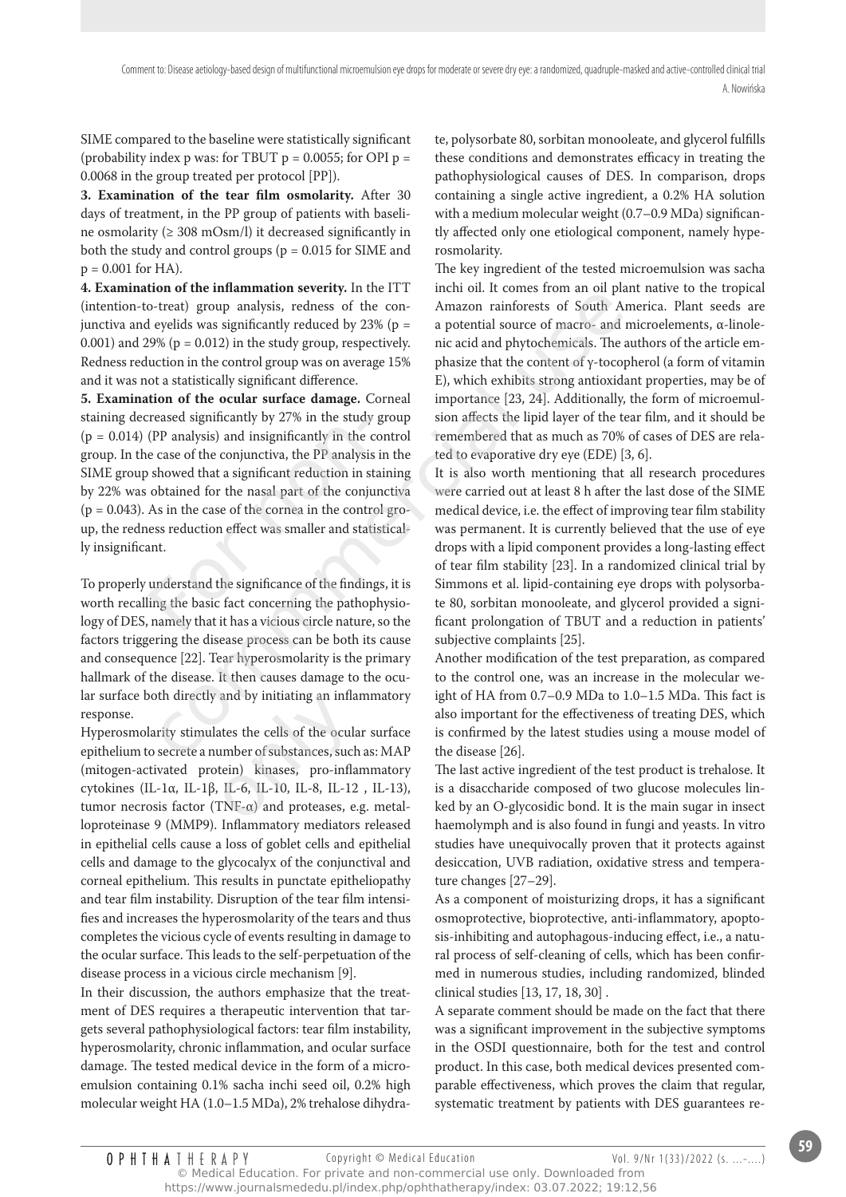SIME compared to the baseline were statistically significant (probability index p was: for TBUT $p = 0.0055$; for OPI $p = 0.0068$ in the group treated per protocol [PP]).

**3. Examination of the tear film osmolarity.** After 30 days of treatment, in the PP group of patients with baseline osmolarity (≥ 308 mOsm/l) it decreased significantly in both the study and control groups ($p = 0.015$ for SIME and $p = 0.001$ for HA).

**4. Examination of the inflammation severity.** In the ITT (intention-to-treat) group analysis, redness of the conjunctiva and eyelids was significantly reduced by 23% ($p = 0.001$) and 29% ($p = 0.012$) in the study group, respectively. Redness reduction in the control group was on average 15% and it was not a statistically significant difference.

**5. Examination of the ocular surface damage.** Corneal staining decreased significantly by 27% in the study group ($p = 0.014$) (PP analysis) and insignificantly in the control group. In the case of the conjunctiva, the PP analysis in the SIME group showed that a significant reduction in staining by 22% was obtained for the nasal part of the conjunctiva ($p = 0.043$). As in the case of the cornea in the control group, the redness reduction effect was smaller and statistically insignificant.

To properly understand the significance of the findings, it is worth recalling the basic fact concerning the pathophysiology of DES, namely that it has a vicious circle nature, so the factors triggering the disease process can be both its cause and consequence [22]. Tear hyperosmolarity is the primary hallmark of the disease. It then causes damage to the ocular surface both directly and by initiating an inflammatory response.

Hyperosmolarity stimulates the cells of the ocular surface epithelium to secrete a number of substances, such as: MAP (mitogen-activated protein) kinases, pro-inflammatory cytokines (IL-1α, IL-1β, IL-6, IL-10, IL-8, IL-12 , IL-13), tumor necrosis factor (TNF-α) and proteases, e.g. metalloproteinase 9 (MMP9). Inflammatory mediators released in epithelial cells cause a loss of goblet cells and epithelial cells and damage to the glycocalyx of the conjunctival and corneal epithelium. This results in punctate epitheliopathy and tear film instability. Disruption of the tear film intensifies and increases the hyperosmolarity of the tears and thus completes the vicious cycle of events resulting in damage to the ocular surface. This leads to the self-perpetuation of the disease process in a vicious circle mechanism [9].

In their discussion, the authors emphasize that the treatment of DES requires a therapeutic intervention that targets several pathophysiological factors: tear film instability, hyperosmolarity, chronic inflammation, and ocular surface damage. The tested medical device in the form of a microemulsion containing 0.1% sacha inchi seed oil, 0.2% high molecular weight HA (1.0–1.5 MDa), 2% trehalose dihydrate, polysorbate 80, sorbitan monooleate, and glycerol fulfills these conditions and demonstrates efficacy in treating the pathophysiological causes of DES. In comparison, drops containing a single active ingredient, a 0.2% HA solution with a medium molecular weight (0.7–0.9 MDa) significantly affected only one etiological component, namely hyperosmolarity.

The key ingredient of the tested microemulsion was sacha inchi oil. It comes from an oil plant native to the tropical Amazon rainforests of South America. Plant seeds are a potential source of macro- and microelements, α-linolenic acid and phytochemicals. The authors of the article emphasize that the content of γ-tocopherol (a form of vitamin E), which exhibits strong antioxidant properties, may be of importance [23, 24]. Additionally, the form of microemulsion affects the lipid layer of the tear film, and it should be remembered that as much as 70% of cases of DES are related to evaporative dry eye (EDE) [3, 6].

It is also worth mentioning that all research procedures were carried out at least 8 h after the last dose of the SIME medical device, i.e. the effect of improving tear film stability was permanent. It is currently believed that the use of eye drops with a lipid component provides a long-lasting effect of tear film stability [23]. In a randomized clinical trial by Simmons et al. lipid-containing eye drops with polysorbate 80, sorbitan monooleate, and glycerol provided a significant prolongation of TBUT and a reduction in patients' subjective complaints [25].

Another modification of the test preparation, as compared to the control one, was an increase in the molecular weight of HA from 0.7–0.9 MDa to 1.0–1.5 MDa. This fact is also important for the effectiveness of treating DES, which is confirmed by the latest studies using a mouse model of the disease [26].

The last active ingredient of the test product is trehalose. It is a disaccharide composed of two glucose molecules linked by an O-glycosidic bond. It is the main sugar in insect haemolymph and is also found in fungi and yeasts. In vitro studies have unequivocally proven that it protects against desiccation, UVB radiation, oxidative stress and temperature changes [27–29].

As a component of moisturizing drops, it has a significant osmoprotective, bioprotective, anti-inflammatory, apoptosis-inhibiting and autophagous-inducing effect, i.e., a natural process of self-cleaning of cells, which has been confirmed in numerous studies, including randomized, blinded clinical studies [13, 17, 18, 30] .

A separate comment should be made on the fact that there was a significant improvement in the subjective symptoms in the OSDI questionnaire, both for the test and control product. In this case, both medical devices presented comparable effectiveness, which proves the claim that regular, systematic treatment by patients with DES guarantees re-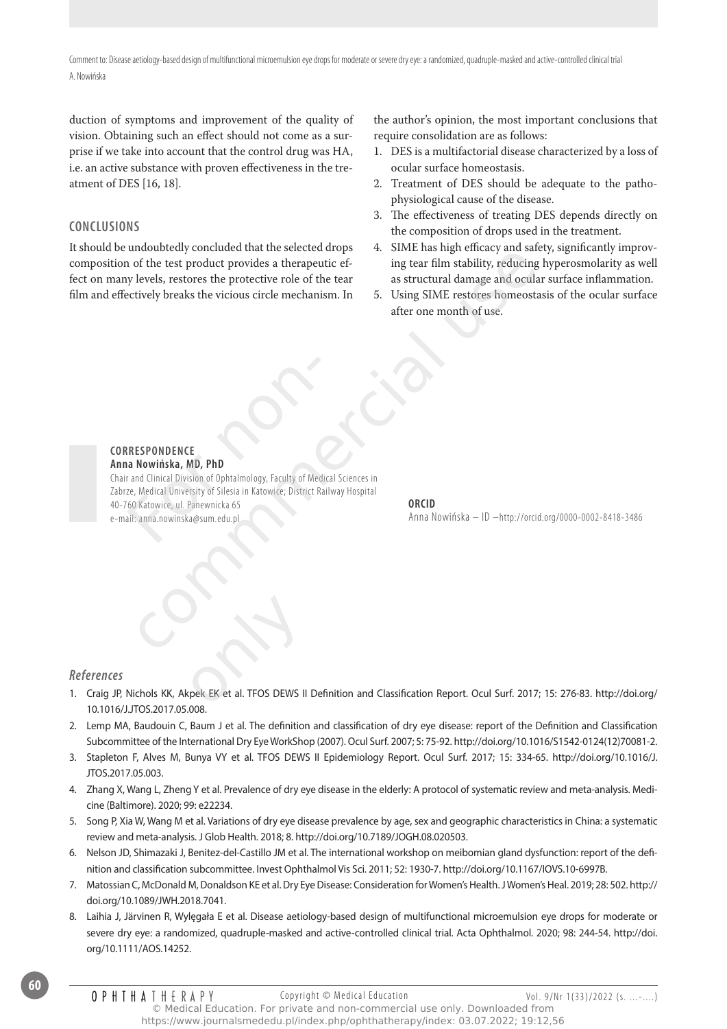duction of symptoms and improvement of the quality of vision. Obtaining such an effect should not come as a surprise if we take into account that the control drug was HA, i.e. an active substance with proven effectiveness in the treatment of DES [16, 18].

## CONCLUSIONS

It should be undoubtedly concluded that the selected drops composition of the test product provides a therapeutic effect on many levels, restores the protective role of the tear film and effectively breaks the vicious circle mechanism. In the author's opinion, the most important conclusions that require consolidation are as follows:

1. DES is a multifactorial disease characterized by a loss of ocular surface homeostasis.
2. Treatment of DES should be adequate to the pathophysiological cause of the disease.
3. The effectiveness of treating DES depends directly on the composition of drops used in the treatment.
4. SIME has high efficacy and safety, significantly improving tear film stability, reducing hyperosmolarity as well as structural damage and ocular surface inflammation.
5. Using SIME restores homeostasis of the ocular surface after one month of use.

**CORRESPONDENCE**
**Anna Nowińska, MD, PhD**
Chair and Clinical Division of Ophtalmology, Faculty of Medical Sciences in Zabrze, Medical University of Silesia in Katowice; District Railway Hospital
40-760 Katowice, ul. Panewnicka 65
e-mail: anna.nowinska@sum.edu.pl

**ORCID**
Anna Nowińska – ID – http://orcid.org/0000-0002-8418-3486

### *References*

1. Craig JP, Nichols KK, Akpek EK et al. TFOS DEWS II Definition and Classification Report. Ocul Surf. 2017; 15: 276-83. http://doi.org/10.1016/J.JTOS.2017.05.008.
2. Lemp MA, Baudouin C, Baum J et al. The definition and classification of dry eye disease: report of the Definition and Classification Subcommittee of the International Dry Eye WorkShop (2007). Ocul Surf. 2007; 5: 75-92. http://doi.org/10.1016/S1542-0124(12)70081-2.
3. Stapleton F, Alves M, Bunya VY et al. TFOS DEWS II Epidemiology Report. Ocul Surf. 2017; 15: 334-65. http://doi.org/10.1016/J.JTOS.2017.05.003.
4. Zhang X, Wang L, Zheng Y et al. Prevalence of dry eye disease in the elderly: A protocol of systematic review and meta-analysis. Medicine (Baltimore). 2020; 99: e22234.
5. Song P, Xia W, Wang M et al. Variations of dry eye disease prevalence by age, sex and geographic characteristics in China: a systematic review and meta-analysis. J Glob Health. 2018; 8. http://doi.org/10.7189/JOGH.08.020503.
6. Nelson JD, Shimazaki J, Benitez-del-Castillo JM et al. The international workshop on meibomian gland dysfunction: report of the definition and classification subcommittee. Invest Ophthalmol Vis Sci. 2011; 52: 1930-7. http://doi.org/10.1167/IOVS.10-6997B.
7. Matossian C, McDonald M, Donaldson KE et al. Dry Eye Disease: Consideration for Women's Health. J Women's Heal. 2019; 28: 502. http://doi.org/10.1089/JWH.2018.7041.
8. Laihia J, Järvinen R, Wylęgała E et al. Disease aetiology-based design of multifunctional microemulsion eye drops for moderate or severe dry eye: a randomized, quadruple-masked and active-controlled clinical trial. Acta Ophthalmol. 2020; 98: 244-54. http://doi.org/10.1111/AOS.14252.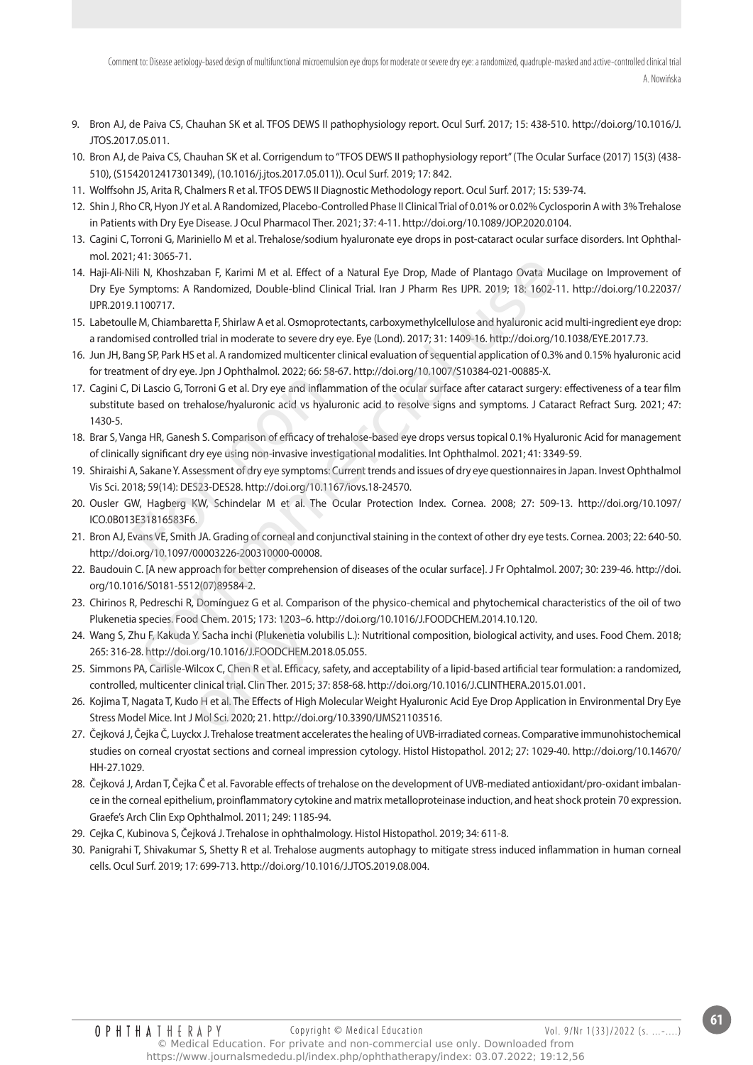9. Bron AJ, de Paiva CS, Chauhan SK et al. TFOS DEWS II pathophysiology report. Ocul Surf. 2017; 15: 438-510. http://doi.org/10.1016/J.JTOS.2017.05.011.
10. Bron AJ, de Paiva CS, Chauhan SK et al. Corrigendum to "TFOS DEWS II pathophysiology report" (The Ocular Surface (2017) 15(3) (438-510), (S1542012417301349), (10.1016/j.jtos.2017.05.011)). Ocul Surf. 2019; 17: 842.
11. Wolffsohn JS, Arita R, Chalmers R et al. TFOS DEWS II Diagnostic Methodology report. Ocul Surf. 2017; 15: 539-74.
12. Shin J, Rho CR, Hyon JY et al. A Randomized, Placebo-Controlled Phase II Clinical Trial of 0.01% or 0.02% Cyclosporin A with 3% Trehalose in Patients with Dry Eye Disease. J Ocul Pharmacol Ther. 2021; 37: 4-11. http://doi.org/10.1089/JOP.2020.0104.
13. Cagini C, Torroni G, Mariniello M et al. Trehalose/sodium hyaluronate eye drops in post-cataract ocular surface disorders. Int Ophthalmol. 2021; 41: 3065-71.
14. Haji-Ali-Nili N, Khoshzaban F, Karimi M et al. Effect of a Natural Eye Drop, Made of Plantago Ovata Mucilage on Improvement of Dry Eye Symptoms: A Randomized, Double-blind Clinical Trial. Iran J Pharm Res IJPR. 2019; 18: 1602-11. http://doi.org/10.22037/IJPR.2019.1100717.
15. Labetoulle M, Chiambaretta F, Shirlaw A et al. Osmoprotectants, carboxymethylcellulose and hyaluronic acid multi-ingredient eye drop: a randomised controlled trial in moderate to severe dry eye. Eye (Lond). 2017; 31: 1409-16. http://doi.org/10.1038/EYE.2017.73.
16. Jun JH, Bang SP, Park HS et al. A randomized multicenter clinical evaluation of sequential application of 0.3% and 0.15% hyaluronic acid for treatment of dry eye. Jpn J Ophthalmol. 2022; 66: 58-67. http://doi.org/10.1007/S10384-021-00885-X.
17. Cagini C, Di Lascio G, Torroni G et al. Dry eye and inflammation of the ocular surface after cataract surgery: effectiveness of a tear film substitute based on trehalose/hyaluronic acid vs hyaluronic acid to resolve signs and symptoms. J Cataract Refract Surg. 2021; 47: 1430-5.
18. Brar S, Vanga HR, Ganesh S. Comparison of efficacy of trehalose-based eye drops versus topical 0.1% Hyaluronic Acid for management of clinically significant dry eye using non-invasive investigational modalities. Int Ophthalmol. 2021; 41: 3349-59.
19. Shiraishi A, Sakane Y. Assessment of dry eye symptoms: Current trends and issues of dry eye questionnaires in Japan. Invest Ophthalmol Vis Sci. 2018; 59(14): DES23-DES28. http://doi.org/10.1167/iovs.18-24570.
20. Ousler GW, Hagberg KW, Schindelar M et al. The Ocular Protection Index. Cornea. 2008; 27: 509-13. http://doi.org/10.1097/ICO.0B013E31816583F6.
21. Bron AJ, Evans VE, Smith JA. Grading of corneal and conjunctival staining in the context of other dry eye tests. Cornea. 2003; 22: 640-50. http://doi.org/10.1097/00003226-200310000-00008.
22. Baudouin C. [A new approach for better comprehension of diseases of the ocular surface]. J Fr Ophtalmol. 2007; 30: 239-46. http://doi.org/10.1016/S0181-5512(07)89584-2.
23. Chirinos R, Pedreschi R, Domínguez G et al. Comparison of the physico-chemical and phytochemical characteristics of the oil of two Plukenetia species. Food Chem. 2015; 173: 1203–6. http://doi.org/10.1016/J.FOODCHEM.2014.10.120.
24. Wang S, Zhu F, Kakuda Y. Sacha inchi (Plukenetia volubilis L.): Nutritional composition, biological activity, and uses. Food Chem. 2018; 265: 316-28. http://doi.org/10.1016/J.FOODCHEM.2018.05.055.
25. Simmons PA, Carlisle-Wilcox C, Chen R et al. Efficacy, safety, and acceptability of a lipid-based artificial tear formulation: a randomized, controlled, multicenter clinical trial. Clin Ther. 2015; 37: 858-68. http://doi.org/10.1016/J.CLINTHERA.2015.01.001.
26. Kojima T, Nagata T, Kudo H et al. The Effects of High Molecular Weight Hyaluronic Acid Eye Drop Application in Environmental Dry Eye Stress Model Mice. Int J Mol Sci. 2020; 21. http://doi.org/10.3390/IJMS21103516.
27. Čejková J, Čejka Č, Luyckx J. Trehalose treatment accelerates the healing of UVB-irradiated corneas. Comparative immunohistochemical studies on corneal cryostat sections and corneal impression cytology. Histol Histopathol. 2012; 27: 1029-40. http://doi.org/10.14670/HH-27.1029.
28. Čejková J, Ardan T, Čejka Č et al. Favorable effects of trehalose on the development of UVB-mediated antioxidant/pro-oxidant imbalance in the corneal epithelium, proinflammatory cytokine and matrix metalloproteinase induction, and heat shock protein 70 expression. Graefe's Arch Clin Exp Ophthalmol. 2011; 249: 1185-94.
29. Cejka C, Kubinova S, Čejková J. Trehalose in ophthalmology. Histol Histopathol. 2019; 34: 611-8.
30. Panigrahi T, Shivakumar S, Shetty R et al. Trehalose augments autophagy to mitigate stress induced inflammation in human corneal cells. Ocul Surf. 2019; 17: 699-713. http://doi.org/10.1016/J.JTOS.2019.08.004.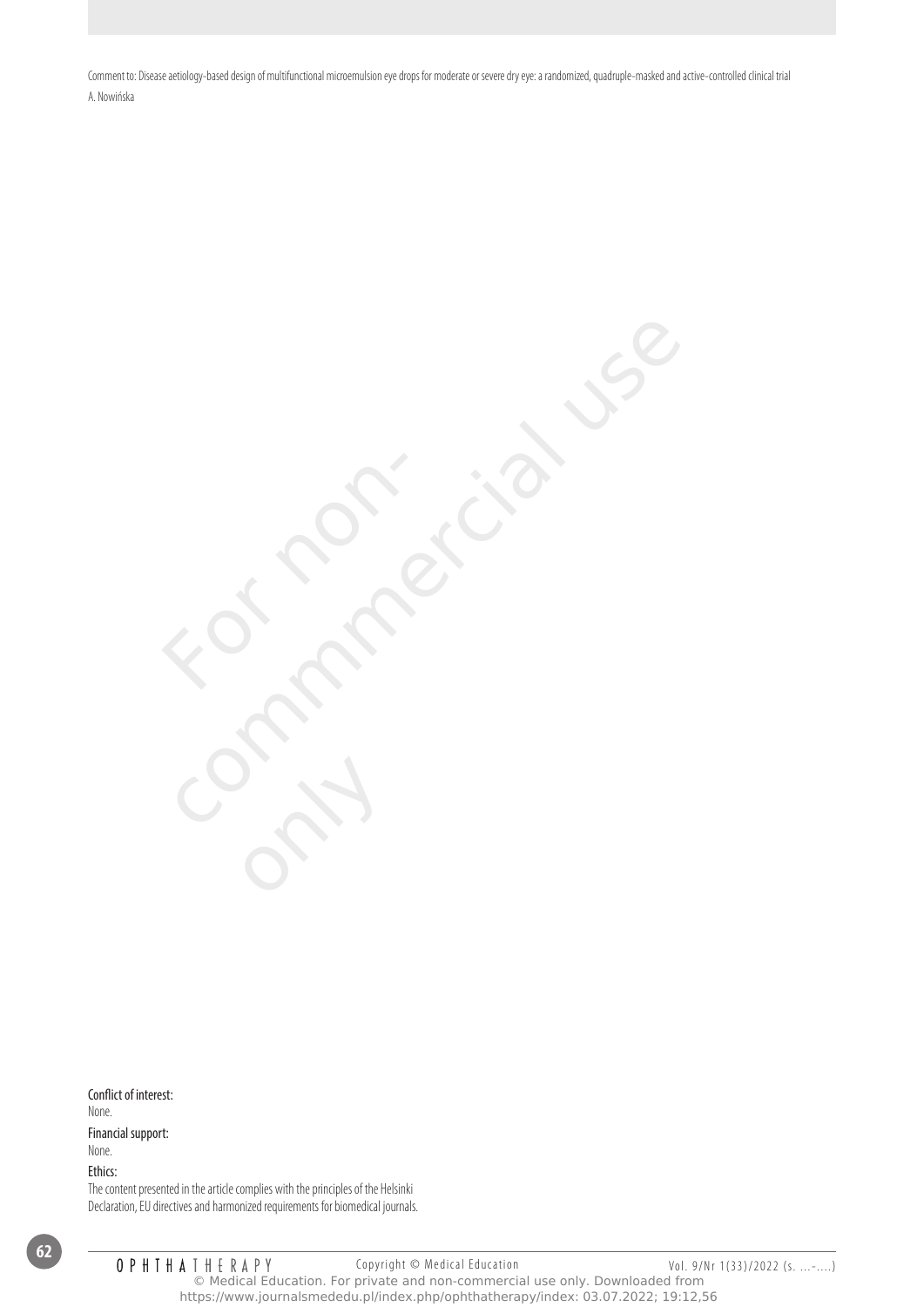**Conflict of interest:**
None.

**Financial support:**
None.

**Ethics:**
The content presented in the article complies with the principles of the Helsinki Declaration, EU directives and harmonized requirements for biomedical journals.